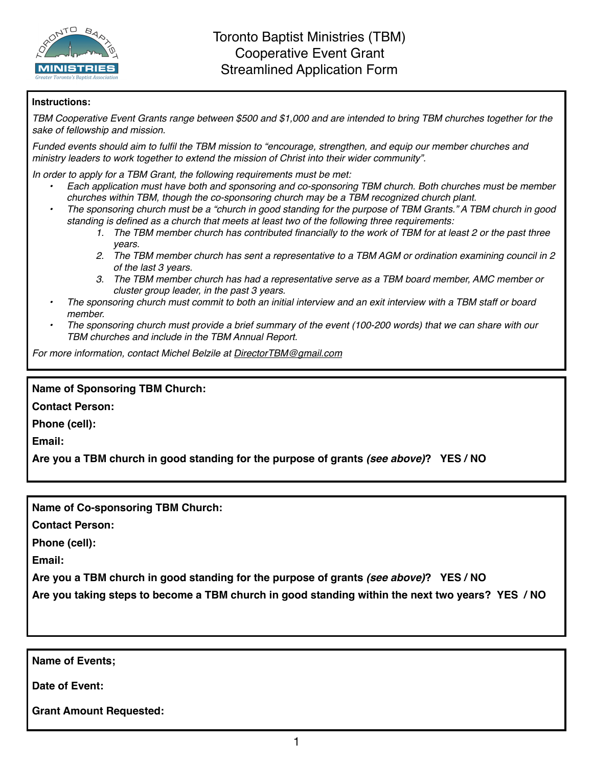# Toronto Baptist Ministries (TBM)
## Cooperative Event Grant
## Streamlined Application Form

**Instructions:**

*TBM Cooperative Event Grants range between $500 and $1,000 and are intended to bring TBM churches together for the sake of fellowship and mission.*

*Funded events should aim to fulfil the TBM mission to "encourage, strengthen, and equip our member churches and ministry leaders to work together to extend the mission of Christ into their wider community".*

*In order to apply for a TBM Grant, the following requirements must be met:*

- *Each application must have both and sponsoring and co-sponsoring TBM church. Both churches must be member churches within TBM, though the co-sponsoring church may be a TBM recognized church plant.*
- *The sponsoring church must be a "church in good standing for the purpose of TBM Grants." A TBM church in good standing is defined as a church that meets at least two of the following three requirements:*
    1. *The TBM member church has contributed financially to the work of TBM for at least 2 or the past three years.*
    2. *The TBM member church has sent a representative to a TBM AGM or ordination examining council in 2 of the last 3 years.*
    3. *The TBM member church has had a representative serve as a TBM board member, AMC member or cluster group leader, in the past 3 years.*
- *The sponsoring church must commit to both an initial interview and an exit interview with a TBM staff or board member.*
- *The sponsoring church must provide a brief summary of the event (100-200 words) that we can share with our TBM churches and include in the TBM Annual Report.*

*For more information, contact Michel Belzile at DirectorTBM@gmail.com*

---

**Name of Sponsoring TBM Church:**

**Contact Person:**

**Phone (cell):**

**Email:**

**Are you a TBM church in good standing for the purpose of grants *(see above)*? YES / NO**

---

**Name of Co-sponsoring TBM Church:**

**Contact Person:**

**Phone (cell):**

**Email:**

**Are you a TBM church in good standing for the purpose of grants *(see above)*? YES / NO**

**Are you taking steps to become a TBM church in good standing within the next two years? YES / NO**

---

**Name of Events;**

**Date of Event:**

**Grant Amount Requested:**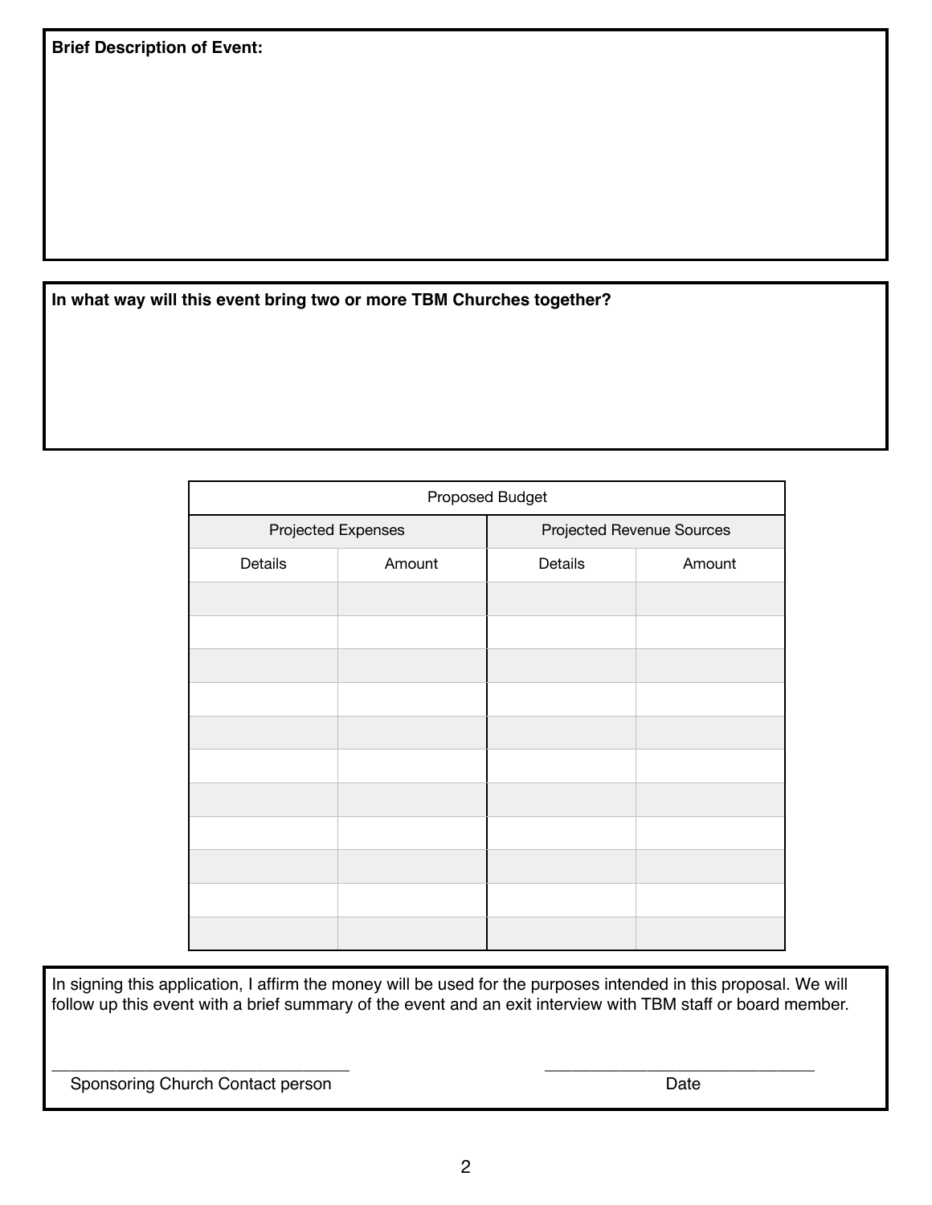**Brief Description of Event:**

**In what way will this event bring two or more TBM Churches together?**

| Proposed Budget | | | |
|---|---|---|---|
| Projected Expenses | | Projected Revenue Sources | |
| Details | Amount | Details | Amount |
| | | | |
| | | | |
| | | | |
| | | | |
| | | | |
| | | | |
| | | | |
| | | | |
| | | | |
| | | | |
| | | | |

In signing this application, I affirm the money will be used for the purposes intended in this proposal. We will follow up this event with a brief summary of the event and an exit interview with TBM staff or board member.

_______________________________ Sponsoring Church Contact person

_______________________________ Date